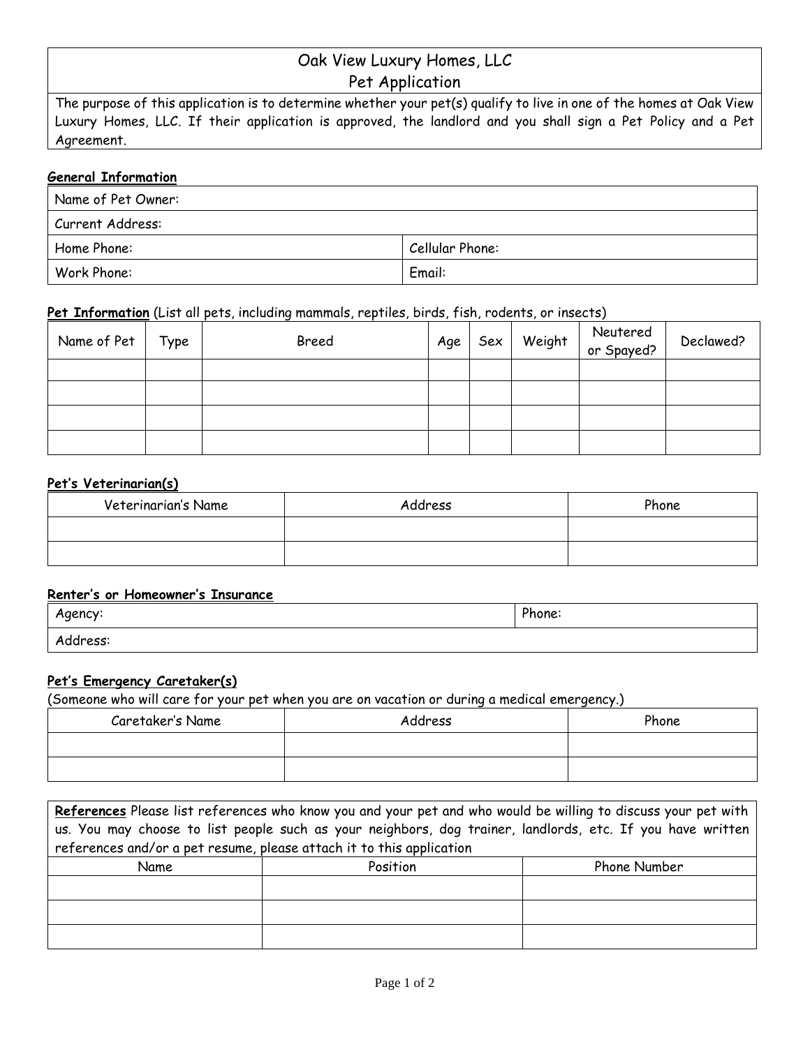# Oak View Luxury Homes, LLC
## Pet Application

The purpose of this application is to determine whether your pet(s) qualify to live in one of the homes at Oak View Luxury Homes, LLC. If their application is approved, the landlord and you shall sign a Pet Policy and a Pet Agreement.

**General Information**

| Name of Pet Owner: | |
|---|---|
| Current Address: | |
| Home Phone: | Cellular Phone: |
| Work Phone: | Email: |

**Pet Information** (List all pets, including mammals, reptiles, birds, fish, rodents, or insects)

| Name of Pet | Type | Breed | Age | Sex | Weight | Neutered or Spayed? | Declawed? |
|---|---|---|---|---|---|---|---|
| | | | | | | | |
| | | | | | | | |
| | | | | | | | |
| | | | | | | | |

**Pet's Veterinarian(s)**

| Veterinarian's Name | Address | Phone |
|---|---|---|
| | | |
| | | |

**Renter's or Homeowner's Insurance**

| Agency: | Phone: |
|---|---|
| Address: | |

**Pet's Emergency Caretaker(s)**

(Someone who will care for your pet when you are on vacation or during a medical emergency.)

| Caretaker's Name | Address | Phone |
|---|---|---|
| | | |
| | | |

**References** Please list references who know you and your pet and who would be willing to discuss your pet with us. You may choose to list people such as your neighbors, dog trainer, landlords, etc. If you have written references and/or a pet resume, please attach it to this application

| Name | Position | Phone Number |
|---|---|---|
| | | |
| | | |
| | | |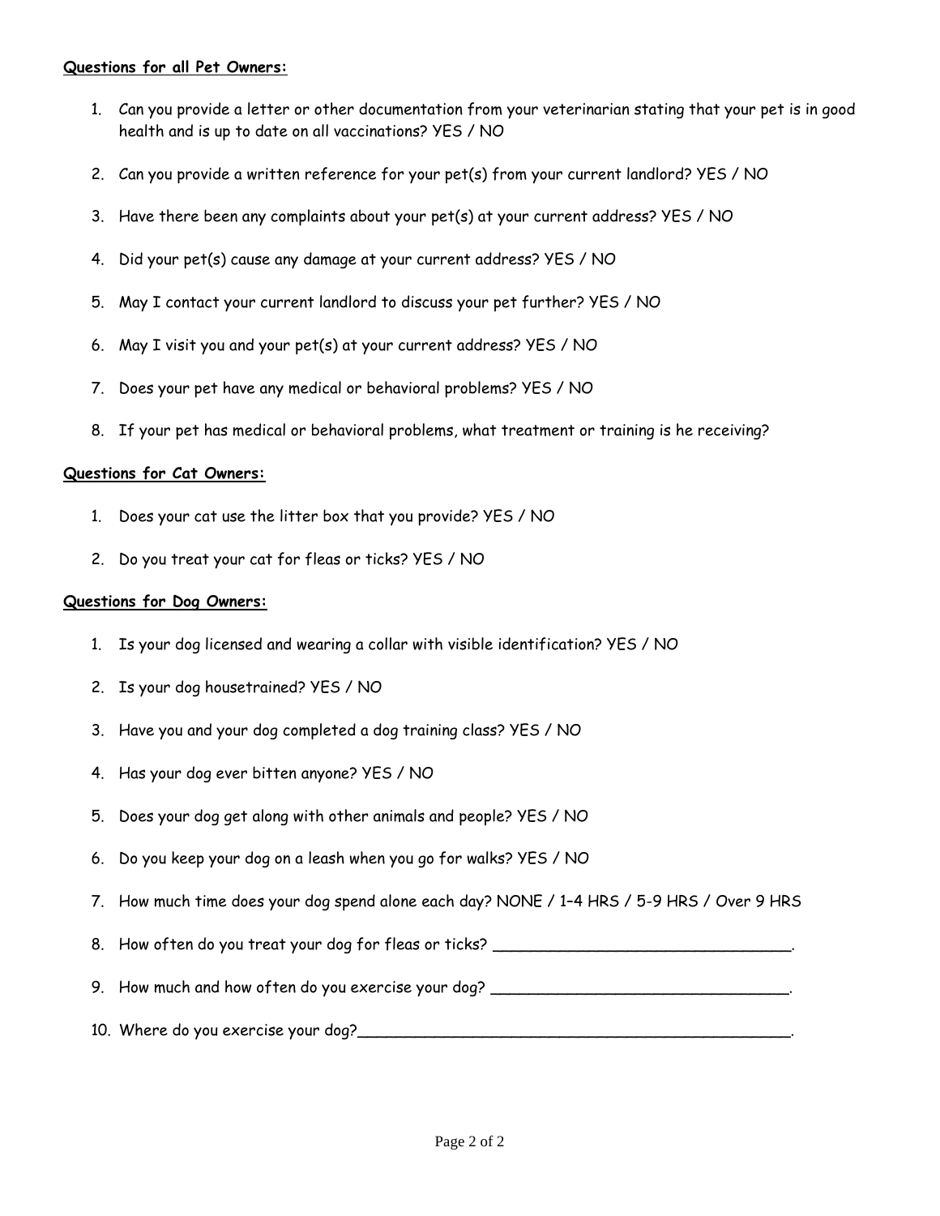**Questions for all Pet Owners:**

1. Can you provide a letter or other documentation from your veterinarian stating that your pet is in good health and is up to date on all vaccinations? YES / NO
2. Can you provide a written reference for your pet(s) from your current landlord? YES / NO
3. Have there been any complaints about your pet(s) at your current address? YES / NO
4. Did your pet(s) cause any damage at your current address? YES / NO
5. May I contact your current landlord to discuss your pet further? YES / NO
6. May I visit you and your pet(s) at your current address? YES / NO
7. Does your pet have any medical or behavioral problems? YES / NO
8. If your pet has medical or behavioral problems, what treatment or training is he receiving?

**Questions for Cat Owners:**

1. Does your cat use the litter box that you provide? YES / NO
2. Do you treat your cat for fleas or ticks? YES / NO

**Questions for Dog Owners:**

1. Is your dog licensed and wearing a collar with visible identification? YES / NO
2. Is your dog housetrained? YES / NO
3. Have you and your dog completed a dog training class? YES / NO
4. Has your dog ever bitten anyone? YES / NO
5. Does your dog get along with other animals and people? YES / NO
6. Do you keep your dog on a leash when you go for walks? YES / NO
7. How much time does your dog spend alone each day? NONE / 1–4 HRS / 5-9 HRS / Over 9 HRS
8. How often do you treat your dog for fleas or ticks? _______________________________.
9. How much and how often do you exercise your dog? _______________________________.
10. Where do you exercise your dog?_______________________________________________.